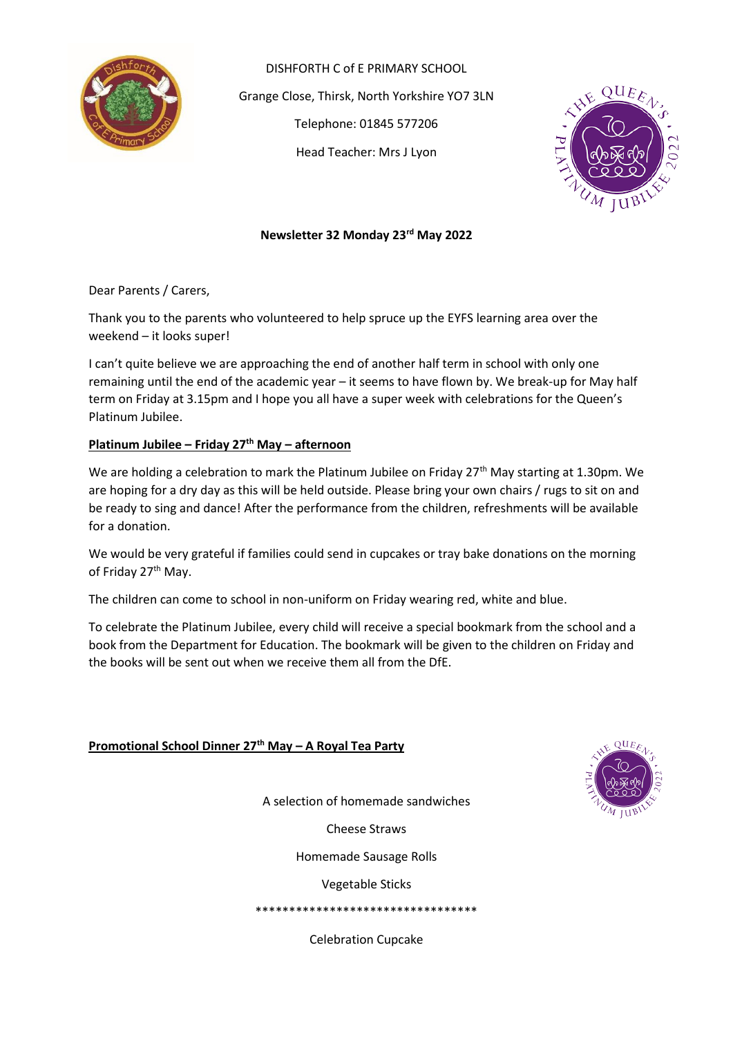DISHFORTH C of E PRIMARY SCHOOL

Grange Close, Thirsk, North Yorkshire YO7 3LN

Telephone: 01845 577206

Head Teacher: Mrs J Lyon

**Newsletter 32 Monday 23rd May 2022**

Dear Parents / Carers,

Thank you to the parents who volunteered to help spruce up the EYFS learning area over the weekend – it looks super!

I can't quite believe we are approaching the end of another half term in school with only one remaining until the end of the academic year – it seems to have flown by. We break-up for May half term on Friday at 3.15pm and I hope you all have a super week with celebrations for the Queen's Platinum Jubilee.

**Platinum Jubilee – Friday 27th May – afternoon**

We are holding a celebration to mark the Platinum Jubilee on Friday 27th May starting at 1.30pm. We are hoping for a dry day as this will be held outside. Please bring your own chairs / rugs to sit on and be ready to sing and dance! After the performance from the children, refreshments will be available for a donation.

We would be very grateful if families could send in cupcakes or tray bake donations on the morning of Friday 27th May.

The children can come to school in non-uniform on Friday wearing red, white and blue.

To celebrate the Platinum Jubilee, every child will receive a special bookmark from the school and a book from the Department for Education. The bookmark will be given to the children on Friday and the books will be sent out when we receive them all from the DfE.

**Promotional School Dinner 27th May – A Royal Tea Party**

A selection of homemade sandwiches

Cheese Straws

Homemade Sausage Rolls

Vegetable Sticks

**********************************

Celebration Cupcake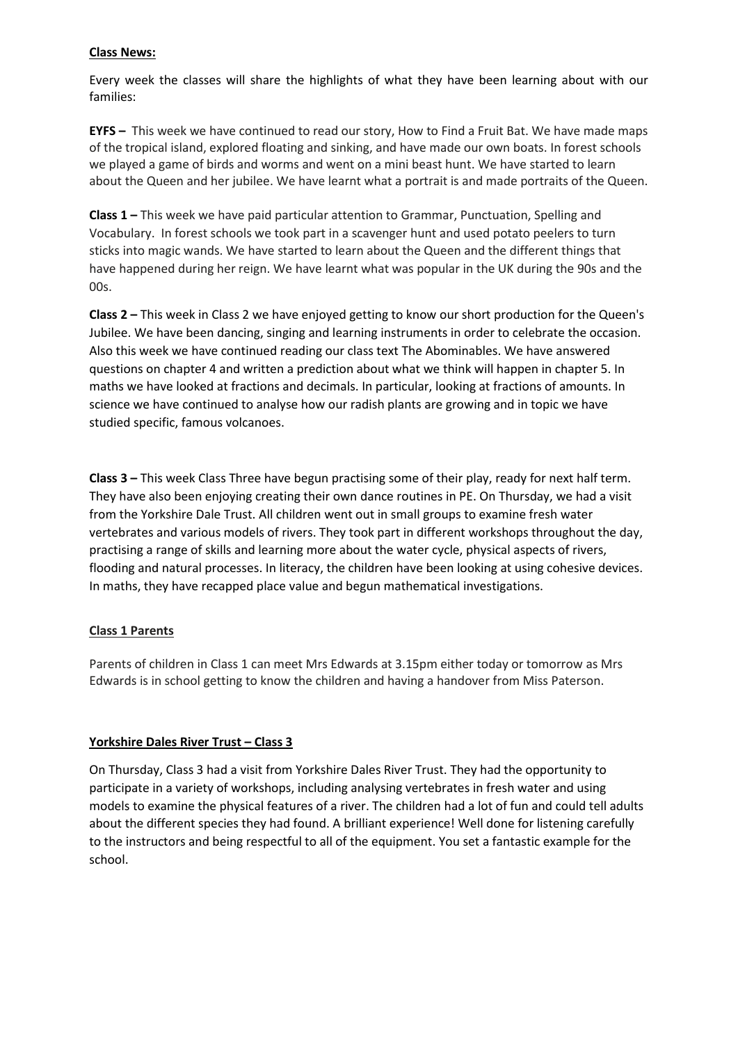## Class News:

Every week the classes will share the highlights of what they have been learning about with our families:

**EYFS –** This week we have continued to read our story, How to Find a Fruit Bat. We have made maps of the tropical island, explored floating and sinking, and have made our own boats. In forest schools we played a game of birds and worms and went on a mini beast hunt. We have started to learn about the Queen and her jubilee. We have learnt what a portrait is and made portraits of the Queen.

**Class 1 –** This week we have paid particular attention to Grammar, Punctuation, Spelling and Vocabulary. In forest schools we took part in a scavenger hunt and used potato peelers to turn sticks into magic wands. We have started to learn about the Queen and the different things that have happened during her reign. We have learnt what was popular in the UK during the 90s and the 00s.

**Class 2 –** This week in Class 2 we have enjoyed getting to know our short production for the Queen's Jubilee. We have been dancing, singing and learning instruments in order to celebrate the occasion. Also this week we have continued reading our class text The Abominables. We have answered questions on chapter 4 and written a prediction about what we think will happen in chapter 5. In maths we have looked at fractions and decimals. In particular, looking at fractions of amounts. In science we have continued to analyse how our radish plants are growing and in topic we have studied specific, famous volcanoes.

**Class 3 –** This week Class Three have begun practising some of their play, ready for next half term. They have also been enjoying creating their own dance routines in PE. On Thursday, we had a visit from the Yorkshire Dale Trust. All children went out in small groups to examine fresh water vertebrates and various models of rivers. They took part in different workshops throughout the day, practising a range of skills and learning more about the water cycle, physical aspects of rivers, flooding and natural processes. In literacy, the children have been looking at using cohesive devices. In maths, they have recapped place value and begun mathematical investigations.

## Class 1 Parents

Parents of children in Class 1 can meet Mrs Edwards at 3.15pm either today or tomorrow as Mrs Edwards is in school getting to know the children and having a handover from Miss Paterson.

## Yorkshire Dales River Trust – Class 3

On Thursday, Class 3 had a visit from Yorkshire Dales River Trust. They had the opportunity to participate in a variety of workshops, including analysing vertebrates in fresh water and using models to examine the physical features of a river. The children had a lot of fun and could tell adults about the different species they had found. A brilliant experience! Well done for listening carefully to the instructors and being respectful to all of the equipment. You set a fantastic example for the school.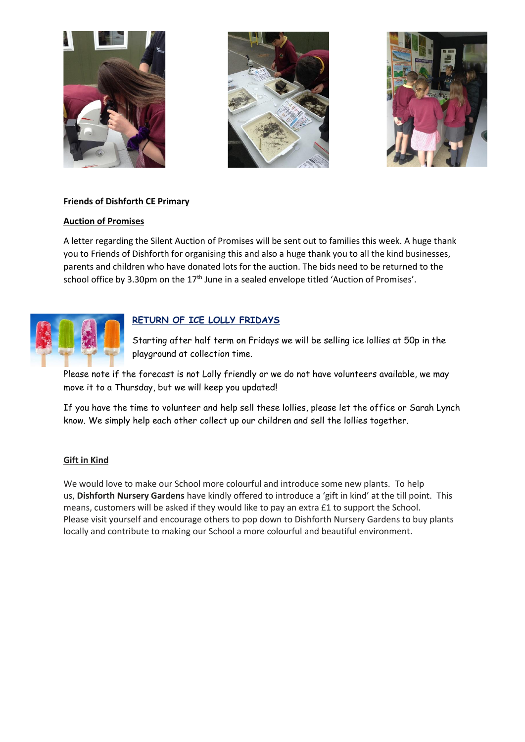## Friends of Dishforth CE Primary

### Auction of Promises

A letter regarding the Silent Auction of Promises will be sent out to families this week. A huge thank you to Friends of Dishforth for organising this and also a huge thank you to all the kind businesses, parents and children who have donated lots for the auction. The bids need to be returned to the school office by 3.30pm on the 17th June in a sealed envelope titled 'Auction of Promises'.

### RETURN OF ICE LOLLY FRIDAYS

Starting after half term on Fridays we will be selling ice lollies at 50p in the playground at collection time.

Please note if the forecast is not Lolly friendly or we do not have volunteers available, we may move it to a Thursday, but we will keep you updated!

If you have the time to volunteer and help sell these lollies, please let the office or Sarah Lynch know. We simply help each other collect up our children and sell the lollies together.

### Gift in Kind

We would love to make our School more colourful and introduce some new plants. To help us, **Dishforth Nursery Gardens** have kindly offered to introduce a 'gift in kind' at the till point. This means, customers will be asked if they would like to pay an extra £1 to support the School. Please visit yourself and encourage others to pop down to Dishforth Nursery Gardens to buy plants locally and contribute to making our School a more colourful and beautiful environment.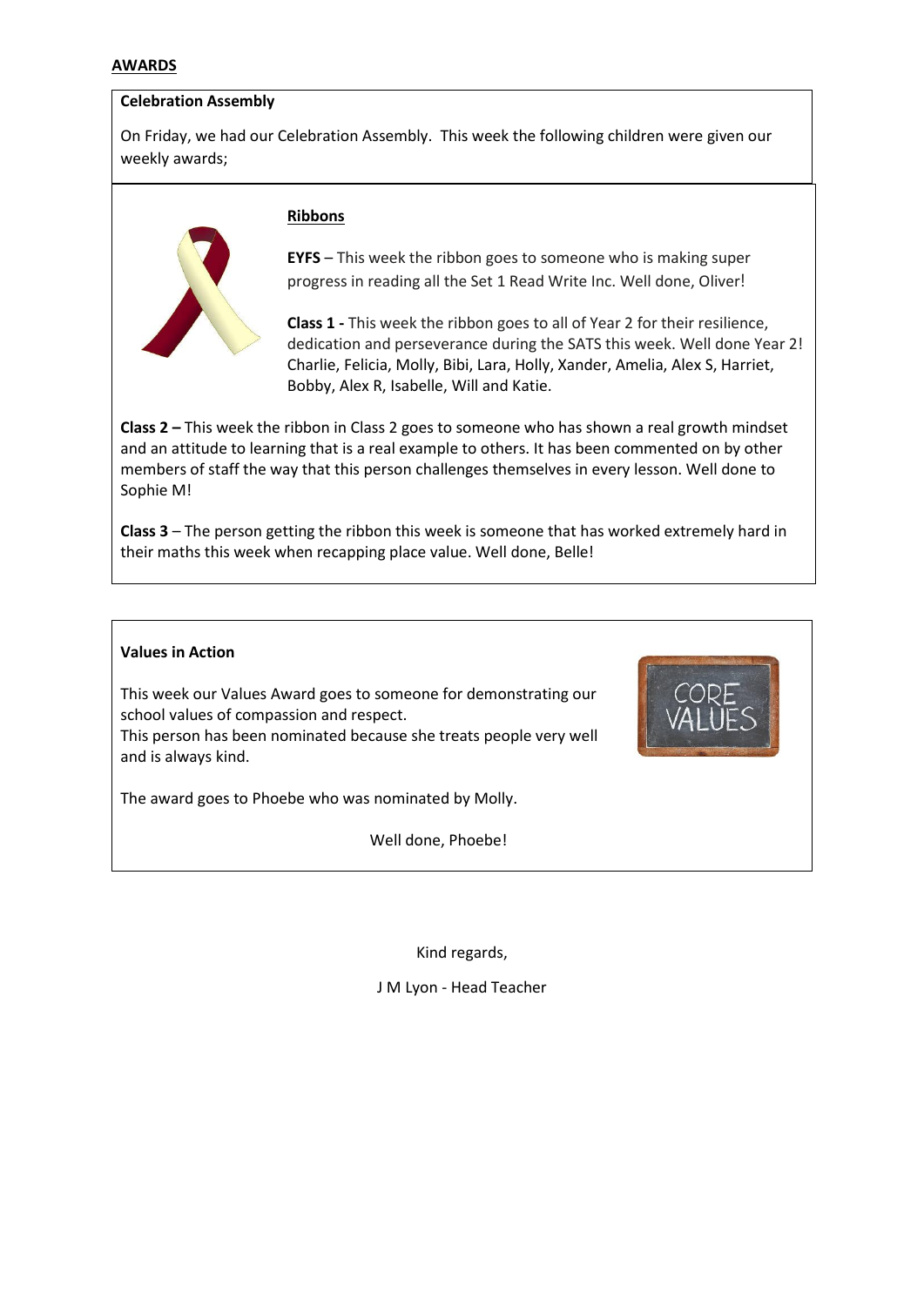## AWARDS

**Celebration Assembly**

On Friday, we had our Celebration Assembly. This week the following children were given our weekly awards;

**Ribbons**

**EYFS** – This week the ribbon goes to someone who is making super progress in reading all the Set 1 Read Write Inc. Well done, Oliver!

**Class 1 -** This week the ribbon goes to all of Year 2 for their resilience, dedication and perseverance during the SATS this week. Well done Year 2! Charlie, Felicia, Molly, Bibi, Lara, Holly, Xander, Amelia, Alex S, Harriet, Bobby, Alex R, Isabelle, Will and Katie.

**Class 2 –** This week the ribbon in Class 2 goes to someone who has shown a real growth mindset and an attitude to learning that is a real example to others. It has been commented on by other members of staff the way that this person challenges themselves in every lesson. Well done to Sophie M!

**Class 3** – The person getting the ribbon this week is someone that has worked extremely hard in their maths this week when recapping place value. Well done, Belle!

**Values in Action**

This week our Values Award goes to someone for demonstrating our school values of compassion and respect.
This person has been nominated because she treats people very well and is always kind.

The award goes to Phoebe who was nominated by Molly.

Well done, Phoebe!

Kind regards,

J M Lyon - Head Teacher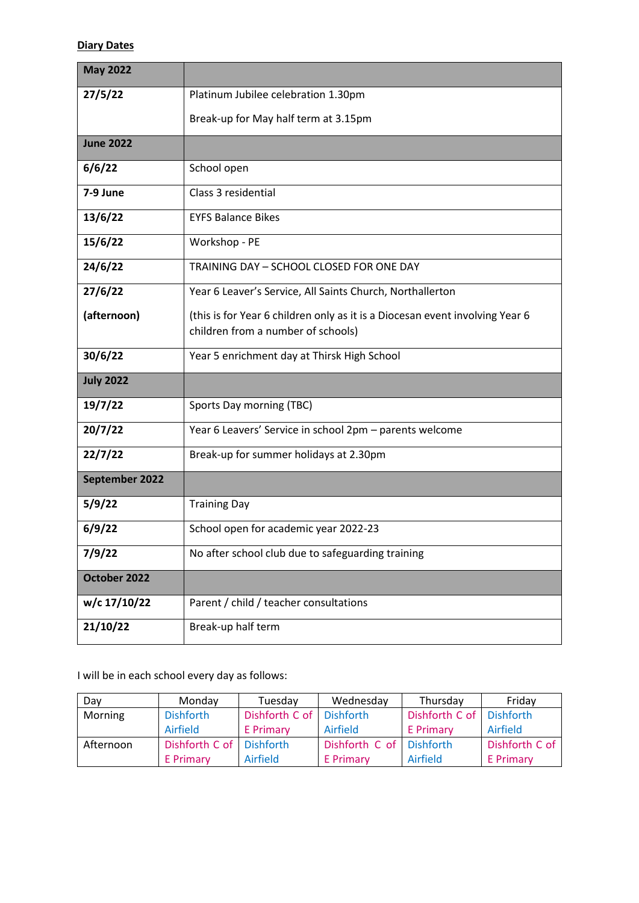**Diary Dates**

| **May 2022** | |
|---|---|
| **27/5/22** | Platinum Jubilee celebration 1.30pm<br><br>Break-up for May half term at 3.15pm |
| **June 2022** | |
| **6/6/22** | School open |
| **7-9 June** | Class 3 residential |
| **13/6/22** | EYFS Balance Bikes |
| **15/6/22** | Workshop - PE |
| **24/6/22** | TRAINING DAY – SCHOOL CLOSED FOR ONE DAY |
| **27/6/22**<br><br>**(afternoon)** | Year 6 Leaver's Service, All Saints Church, Northallerton<br><br>(this is for Year 6 children only as it is a Diocesan event involving Year 6 children from a number of schools) |
| **30/6/22** | Year 5 enrichment day at Thirsk High School |
| **July 2022** | |
| **19/7/22** | Sports Day morning (TBC) |
| **20/7/22** | Year 6 Leavers' Service in school 2pm – parents welcome |
| **22/7/22** | Break-up for summer holidays at 2.30pm |
| **September 2022** | |
| **5/9/22** | Training Day |
| **6/9/22** | School open for academic year 2022-23 |
| **7/9/22** | No after school club due to safeguarding training |
| **October 2022** | |
| **w/c 17/10/22** | Parent / child / teacher consultations |
| **21/10/22** | Break-up half term |

I will be in each school every day as follows:

| Day | Monday | Tuesday | Wednesday | Thursday | Friday |
|---|---|---|---|---|---|
| Morning | Dishforth Airfield | Dishforth C of E Primary | Dishforth Airfield | Dishforth C of E Primary | Dishforth Airfield |
| Afternoon | Dishforth C of E Primary | Dishforth Airfield | Dishforth C of E Primary | Dishforth Airfield | Dishforth C of E Primary |